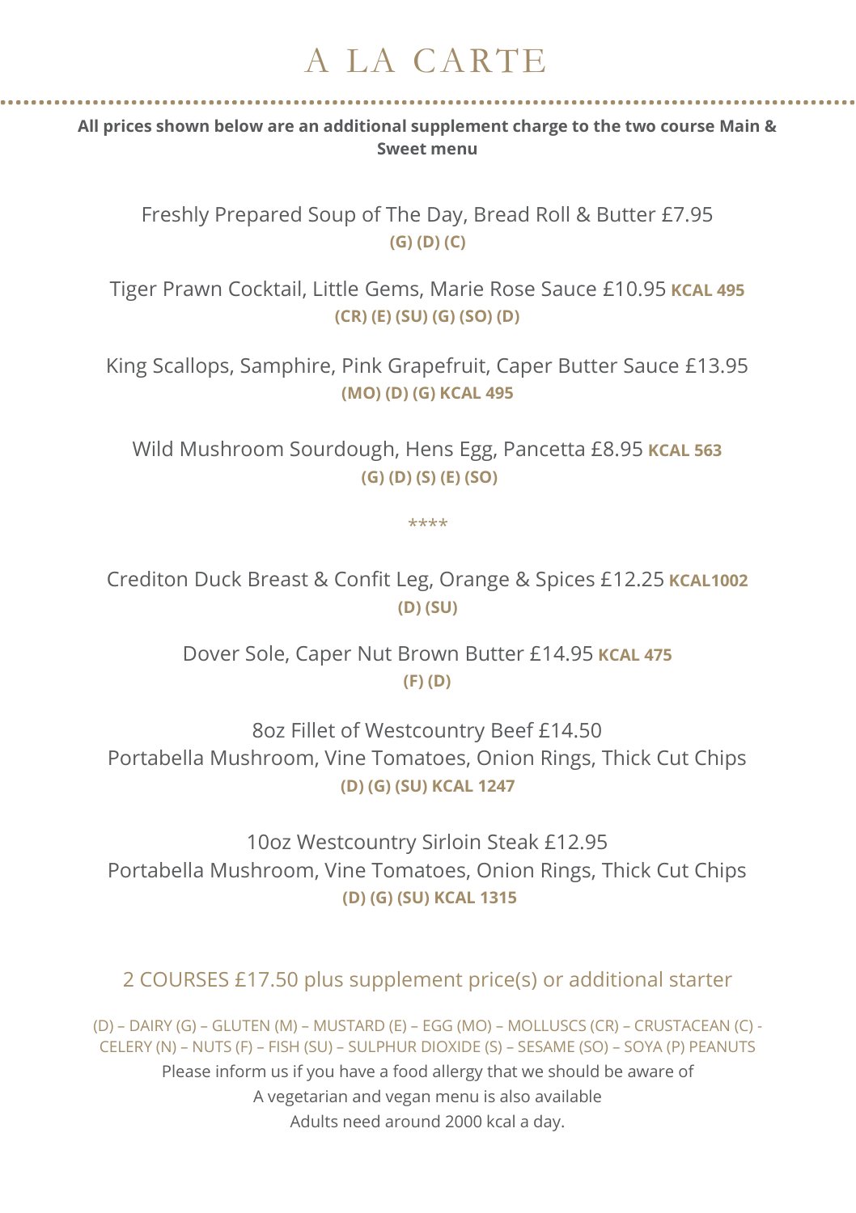# A LA CARTE

**All prices shown below are an additional supplement charge to the two course Main & Sweet menu**

Freshly Prepared Soup of The Day, Bread Roll & Butter £7.95
**(G) (D) (C)**

Tiger Prawn Cocktail, Little Gems, Marie Rose Sauce £10.95 **KCAL 495**
**(CR) (E) (SU) (G) (SO) (D)**

King Scallops, Samphire, Pink Grapefruit, Caper Butter Sauce £13.95
**(MO) (D) (G) KCAL 495**

Wild Mushroom Sourdough, Hens Egg, Pancetta £8.95 **KCAL 563**
**(G) (D) (S) (E) (SO)**

****

Crediton Duck Breast & Confit Leg, Orange & Spices £12.25 **KCAL1002**
**(D) (SU)**

Dover Sole, Caper Nut Brown Butter £14.95 **KCAL 475**
**(F) (D)**

8oz Fillet of Westcountry Beef £14.50
Portabella Mushroom, Vine Tomatoes, Onion Rings, Thick Cut Chips
**(D) (G) (SU) KCAL 1247**

10oz Westcountry Sirloin Steak £12.95
Portabella Mushroom, Vine Tomatoes, Onion Rings, Thick Cut Chips
**(D) (G) (SU) KCAL 1315**

2 COURSES £17.50 plus supplement price(s) or additional starter

(D) – DAIRY (G) – GLUTEN (M) – MUSTARD (E) – EGG (MO) – MOLLUSCS (CR) – CRUSTACEAN (C) - CELERY (N) – NUTS (F) – FISH (SU) – SULPHUR DIOXIDE (S) – SESAME (SO) – SOYA (P) PEANUTS

Please inform us if you have a food allergy that we should be aware of
A vegetarian and vegan menu is also available
Adults need around 2000 kcal a day.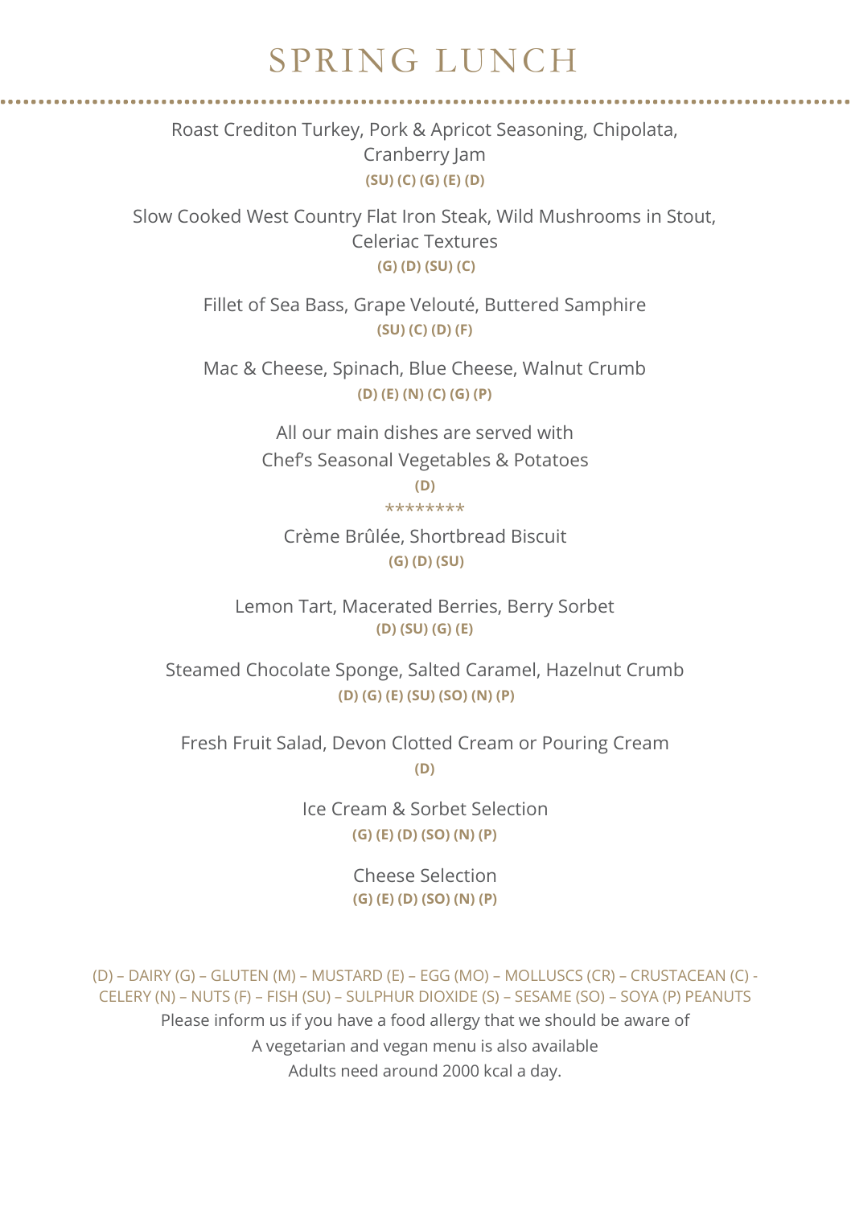# SPRING LUNCH

Roast Crediton Turkey, Pork & Apricot Seasoning, Chipolata, Cranberry Jam
**(SU) (C) (G) (E) (D)**

Slow Cooked West Country Flat Iron Steak, Wild Mushrooms in Stout, Celeriac Textures
**(G) (D) (SU) (C)**

Fillet of Sea Bass, Grape Velouté, Buttered Samphire
**(SU) (C) (D) (F)**

Mac & Cheese, Spinach, Blue Cheese, Walnut Crumb
**(D) (E) (N) (C) (G) (P)**

All our main dishes are served with
Chef's Seasonal Vegetables & Potatoes
**(D)**

********

Crème Brûlée, Shortbread Biscuit
**(G) (D) (SU)**

Lemon Tart, Macerated Berries, Berry Sorbet
**(D) (SU) (G) (E)**

Steamed Chocolate Sponge, Salted Caramel, Hazelnut Crumb
**(D) (G) (E) (SU) (SO) (N) (P)**

Fresh Fruit Salad, Devon Clotted Cream or Pouring Cream
**(D)**

Ice Cream & Sorbet Selection
**(G) (E) (D) (SO) (N) (P)**

Cheese Selection
**(G) (E) (D) (SO) (N) (P)**

(D) – DAIRY (G) – GLUTEN (M) – MUSTARD (E) – EGG (MO) – MOLLUSCS (CR) – CRUSTACEAN (C) - CELERY (N) – NUTS (F) – FISH (SU) – SULPHUR DIOXIDE (S) – SESAME (SO) – SOYA (P) PEANUTS

Please inform us if you have a food allergy that we should be aware of
A vegetarian and vegan menu is also available
Adults need around 2000 kcal a day.